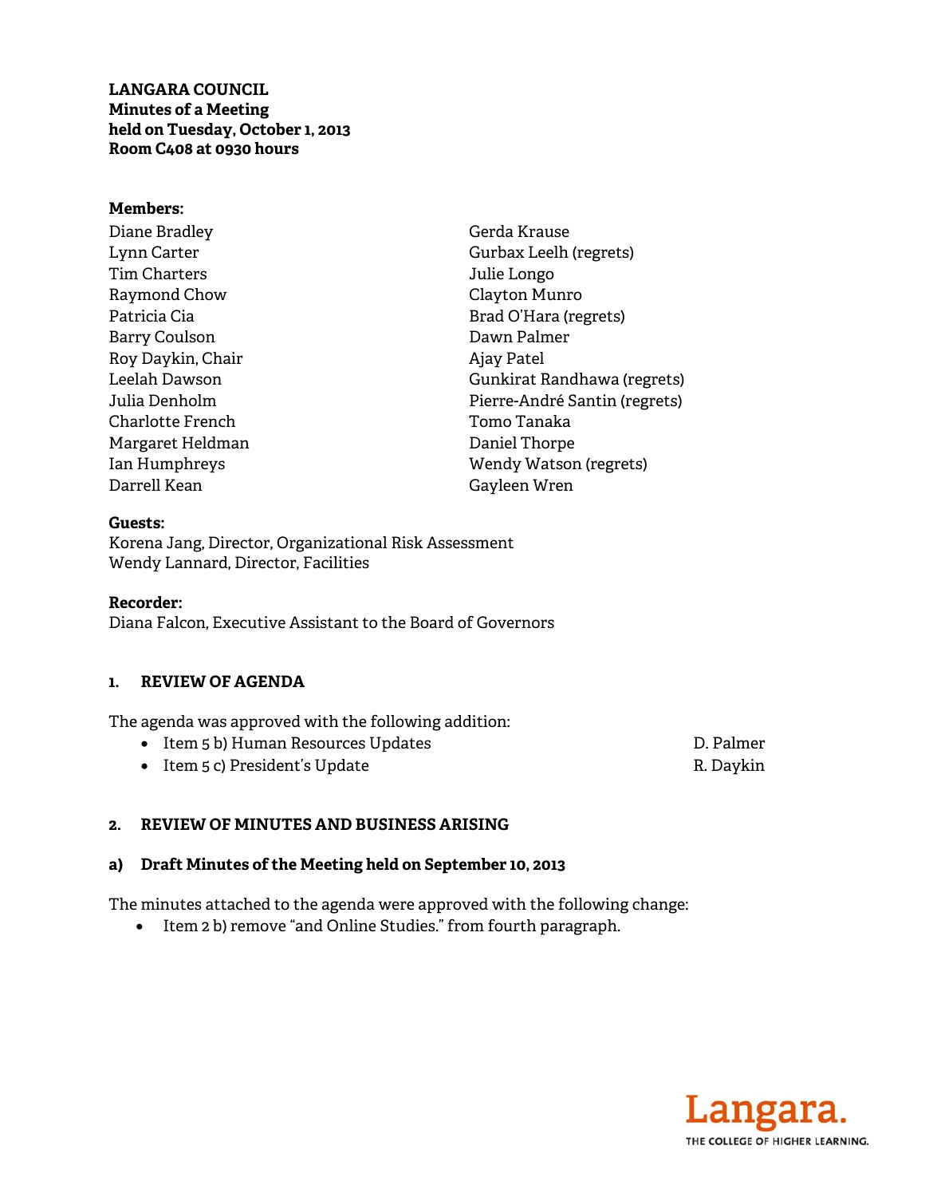**LANGARA COUNCIL**
**Minutes of a Meeting**
**held on Tuesday, October 1, 2013**
**Room C408 at 0930 hours**

**Members:**

Diane Bradley
Lynn Carter
Tim Charters
Raymond Chow
Patricia Cia
Barry Coulson
Roy Daykin, Chair
Leelah Dawson
Julia Denholm
Charlotte French
Margaret Heldman
Ian Humphreys
Darrell Kean
Gerda Krause
Gurbax Leelh (regrets)
Julie Longo
Clayton Munro
Brad O'Hara (regrets)
Dawn Palmer
Ajay Patel
Gunkirat Randhawa (regrets)
Pierre-André Santin (regrets)
Tomo Tanaka
Daniel Thorpe
Wendy Watson (regrets)
Gayleen Wren

**Guests:**

Korena Jang, Director, Organizational Risk Assessment
Wendy Lannard, Director, Facilities

**Recorder:**

Diana Falcon, Executive Assistant to the Board of Governors

## 1. REVIEW OF AGENDA

The agenda was approved with the following addition:

- Item 5 b) Human Resources Updates — D. Palmer
- Item 5 c) President's Update — R. Daykin

## 2. REVIEW OF MINUTES AND BUSINESS ARISING

### a) Draft Minutes of the Meeting held on September 10, 2013

The minutes attached to the agenda were approved with the following change:

- Item 2 b) remove "and Online Studies." from fourth paragraph.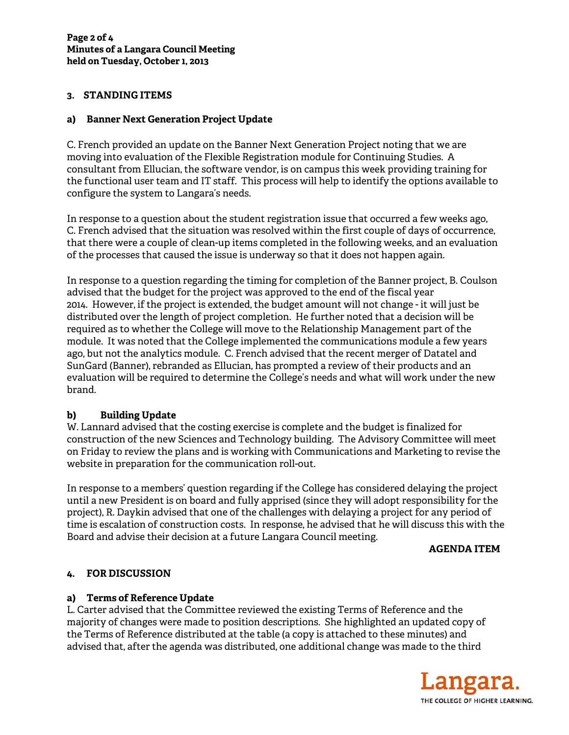## 3. STANDING ITEMS

### a) Banner Next Generation Project Update

C. French provided an update on the Banner Next Generation Project noting that we are moving into evaluation of the Flexible Registration module for Continuing Studies. A consultant from Ellucian, the software vendor, is on campus this week providing training for the functional user team and IT staff. This process will help to identify the options available to configure the system to Langara's needs.

In response to a question about the student registration issue that occurred a few weeks ago, C. French advised that the situation was resolved within the first couple of days of occurrence, that there were a couple of clean-up items completed in the following weeks, and an evaluation of the processes that caused the issue is underway so that it does not happen again.

In response to a question regarding the timing for completion of the Banner project, B. Coulson advised that the budget for the project was approved to the end of the fiscal year 2014. However, if the project is extended, the budget amount will not change - it will just be distributed over the length of project completion. He further noted that a decision will be required as to whether the College will move to the Relationship Management part of the module. It was noted that the College implemented the communications module a few years ago, but not the analytics module. C. French advised that the recent merger of Datatel and SunGard (Banner), rebranded as Ellucian, has prompted a review of their products and an evaluation will be required to determine the College's needs and what will work under the new brand.

### b) Building Update

W. Lannard advised that the costing exercise is complete and the budget is finalized for construction of the new Sciences and Technology building. The Advisory Committee will meet on Friday to review the plans and is working with Communications and Marketing to revise the website in preparation for the communication roll-out.

In response to a members' question regarding if the College has considered delaying the project until a new President is on board and fully apprised (since they will adopt responsibility for the project), R. Daykin advised that one of the challenges with delaying a project for any period of time is escalation of construction costs. In response, he advised that he will discuss this with the Board and advise their decision at a future Langara Council meeting.

**AGENDA ITEM**

## 4. FOR DISCUSSION

### a) Terms of Reference Update

L. Carter advised that the Committee reviewed the existing Terms of Reference and the majority of changes were made to position descriptions. She highlighted an updated copy of the Terms of Reference distributed at the table (a copy is attached to these minutes) and advised that, after the agenda was distributed, one additional change was made to the third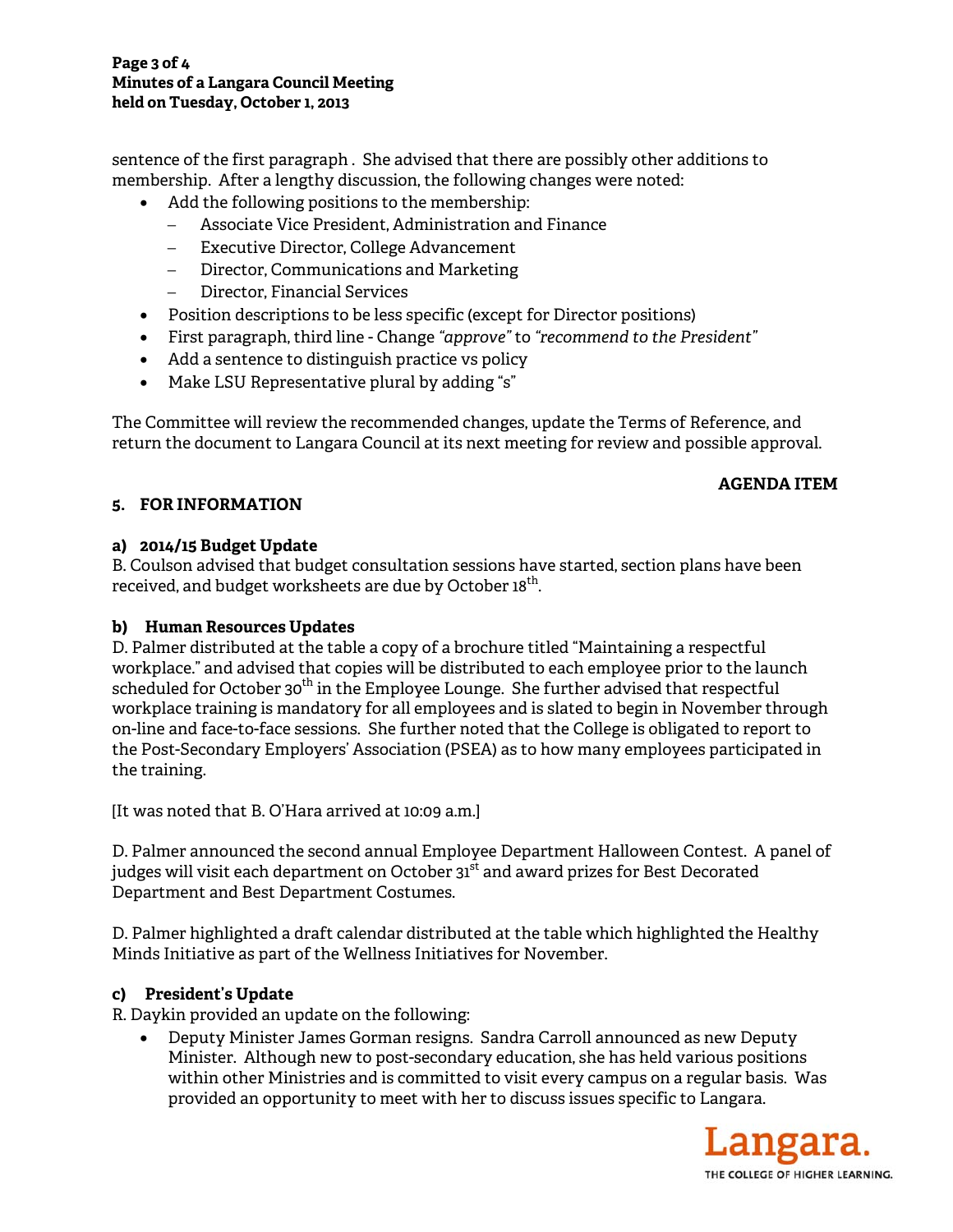sentence of the first paragraph . She advised that there are possibly other additions to membership. After a lengthy discussion, the following changes were noted:

- Add the following positions to the membership:
  - Associate Vice President, Administration and Finance
  - Executive Director, College Advancement
  - Director, Communications and Marketing
  - Director, Financial Services
- Position descriptions to be less specific (except for Director positions)
- First paragraph, third line - Change *"approve"* to *"recommend to the President"*
- Add a sentence to distinguish practice vs policy
- Make LSU Representative plural by adding "s"

The Committee will review the recommended changes, update the Terms of Reference, and return the document to Langara Council at its next meeting for review and possible approval.

**AGENDA ITEM**

## 5. FOR INFORMATION

### a) 2014/15 Budget Update

B. Coulson advised that budget consultation sessions have started, section plans have been received, and budget worksheets are due by October 18th.

### b) Human Resources Updates

D. Palmer distributed at the table a copy of a brochure titled "Maintaining a respectful workplace." and advised that copies will be distributed to each employee prior to the launch scheduled for October 30th in the Employee Lounge. She further advised that respectful workplace training is mandatory for all employees and is slated to begin in November through on-line and face-to-face sessions. She further noted that the College is obligated to report to the Post-Secondary Employers' Association (PSEA) as to how many employees participated in the training.

[It was noted that B. O'Hara arrived at 10:09 a.m.]

D. Palmer announced the second annual Employee Department Halloween Contest. A panel of judges will visit each department on October 31st and award prizes for Best Decorated Department and Best Department Costumes.

D. Palmer highlighted a draft calendar distributed at the table which highlighted the Healthy Minds Initiative as part of the Wellness Initiatives for November.

### c) President's Update

R. Daykin provided an update on the following:

- Deputy Minister James Gorman resigns. Sandra Carroll announced as new Deputy Minister. Although new to post-secondary education, she has held various positions within other Ministries and is committed to visit every campus on a regular basis. Was provided an opportunity to meet with her to discuss issues specific to Langara.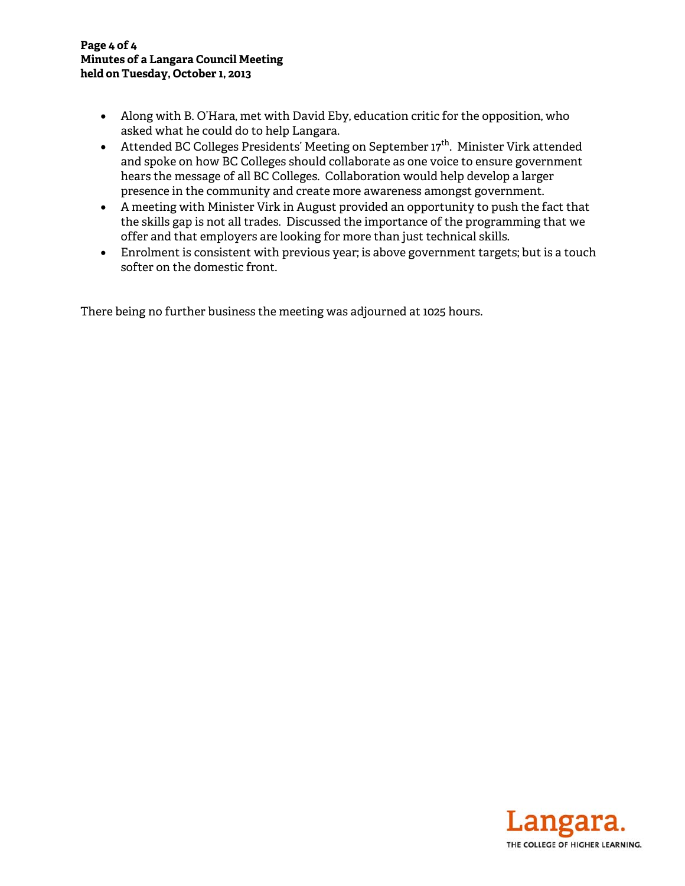- Along with B. O'Hara, met with David Eby, education critic for the opposition, who asked what he could do to help Langara.
- Attended BC Colleges Presidents' Meeting on September 17th. Minister Virk attended and spoke on how BC Colleges should collaborate as one voice to ensure government hears the message of all BC Colleges. Collaboration would help develop a larger presence in the community and create more awareness amongst government.
- A meeting with Minister Virk in August provided an opportunity to push the fact that the skills gap is not all trades. Discussed the importance of the programming that we offer and that employers are looking for more than just technical skills.
- Enrolment is consistent with previous year; is above government targets; but is a touch softer on the domestic front.

There being no further business the meeting was adjourned at 1025 hours.